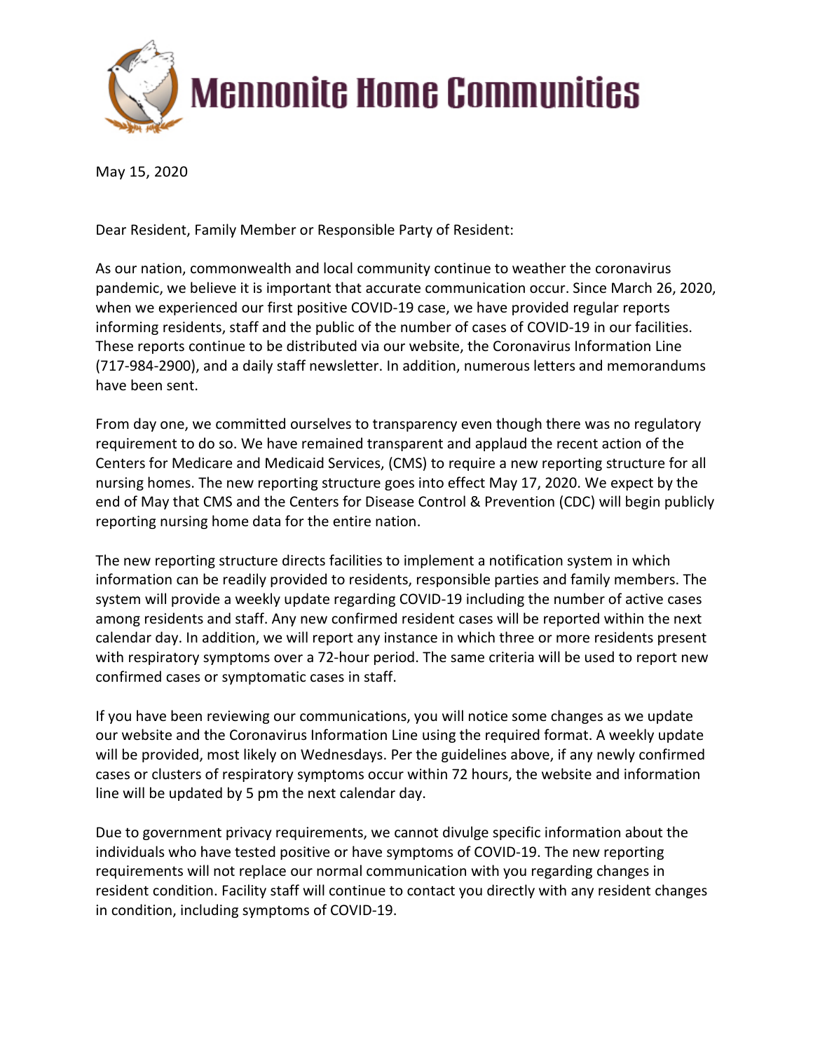# Mennonite Home Communities

May 15, 2020

Dear Resident, Family Member or Responsible Party of Resident:

As our nation, commonwealth and local community continue to weather the coronavirus pandemic, we believe it is important that accurate communication occur. Since March 26, 2020, when we experienced our first positive COVID-19 case, we have provided regular reports informing residents, staff and the public of the number of cases of COVID-19 in our facilities. These reports continue to be distributed via our website, the Coronavirus Information Line (717-984-2900), and a daily staff newsletter. In addition, numerous letters and memorandums have been sent.

From day one, we committed ourselves to transparency even though there was no regulatory requirement to do so. We have remained transparent and applaud the recent action of the Centers for Medicare and Medicaid Services, (CMS) to require a new reporting structure for all nursing homes. The new reporting structure goes into effect May 17, 2020. We expect by the end of May that CMS and the Centers for Disease Control & Prevention (CDC) will begin publicly reporting nursing home data for the entire nation.

The new reporting structure directs facilities to implement a notification system in which information can be readily provided to residents, responsible parties and family members. The system will provide a weekly update regarding COVID-19 including the number of active cases among residents and staff. Any new confirmed resident cases will be reported within the next calendar day. In addition, we will report any instance in which three or more residents present with respiratory symptoms over a 72-hour period. The same criteria will be used to report new confirmed cases or symptomatic cases in staff.

If you have been reviewing our communications, you will notice some changes as we update our website and the Coronavirus Information Line using the required format. A weekly update will be provided, most likely on Wednesdays. Per the guidelines above, if any newly confirmed cases or clusters of respiratory symptoms occur within 72 hours, the website and information line will be updated by 5 pm the next calendar day.

Due to government privacy requirements, we cannot divulge specific information about the individuals who have tested positive or have symptoms of COVID-19. The new reporting requirements will not replace our normal communication with you regarding changes in resident condition. Facility staff will continue to contact you directly with any resident changes in condition, including symptoms of COVID-19.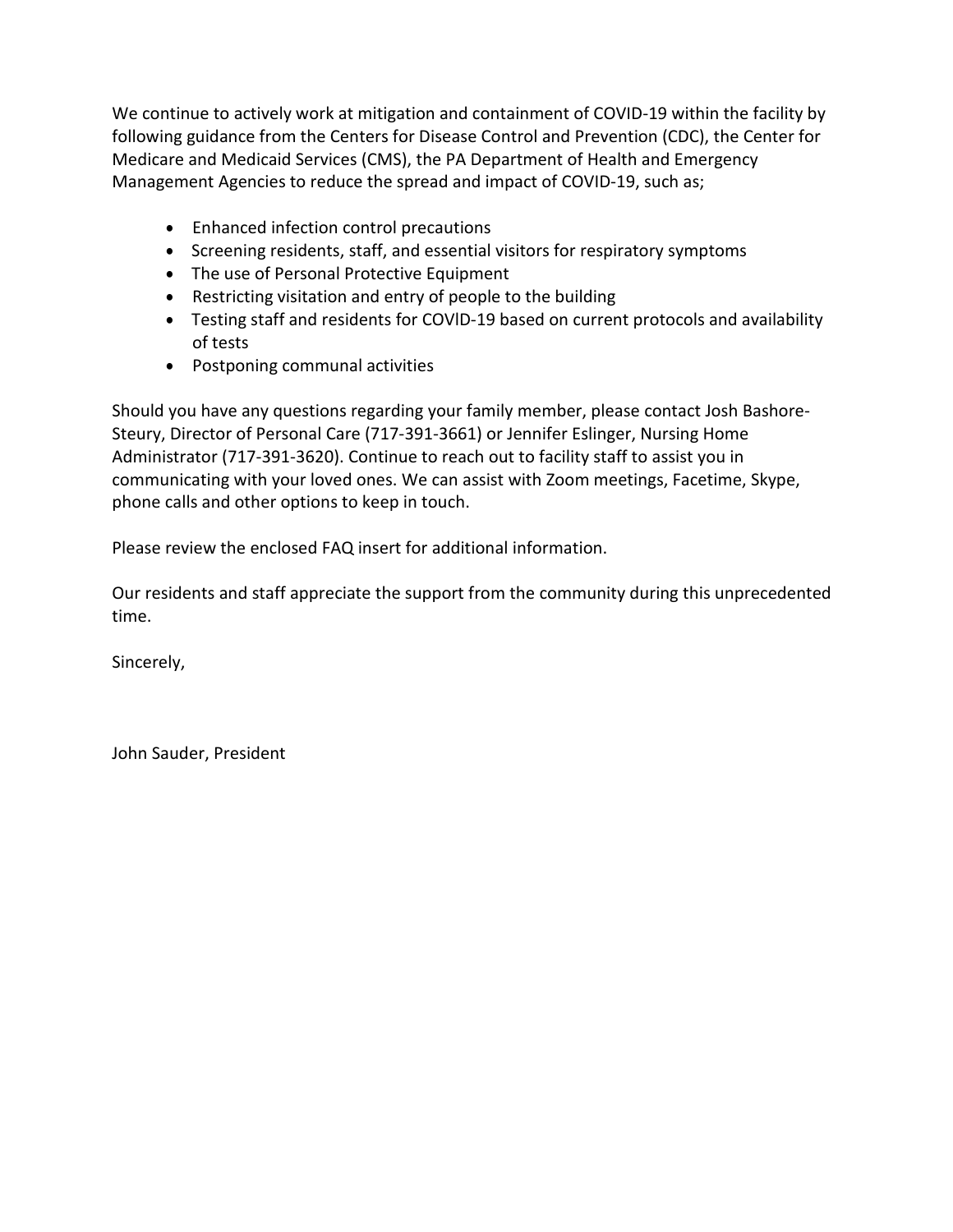We continue to actively work at mitigation and containment of COVID-19 within the facility by following guidance from the Centers for Disease Control and Prevention (CDC), the Center for Medicare and Medicaid Services (CMS), the PA Department of Health and Emergency Management Agencies to reduce the spread and impact of COVID-19, such as;

- Enhanced infection control precautions
- Screening residents, staff, and essential visitors for respiratory symptoms
- The use of Personal Protective Equipment
- Restricting visitation and entry of people to the building
- Testing staff and residents for COVlD-19 based on current protocols and availability of tests
- Postponing communal activities

Should you have any questions regarding your family member, please contact Josh Bashore-Steury, Director of Personal Care (717-391-3661) or Jennifer Eslinger, Nursing Home Administrator (717-391-3620). Continue to reach out to facility staff to assist you in communicating with your loved ones. We can assist with Zoom meetings, Facetime, Skype, phone calls and other options to keep in touch.

Please review the enclosed FAQ insert for additional information.

Our residents and staff appreciate the support from the community during this unprecedented time.

Sincerely,

John Sauder, President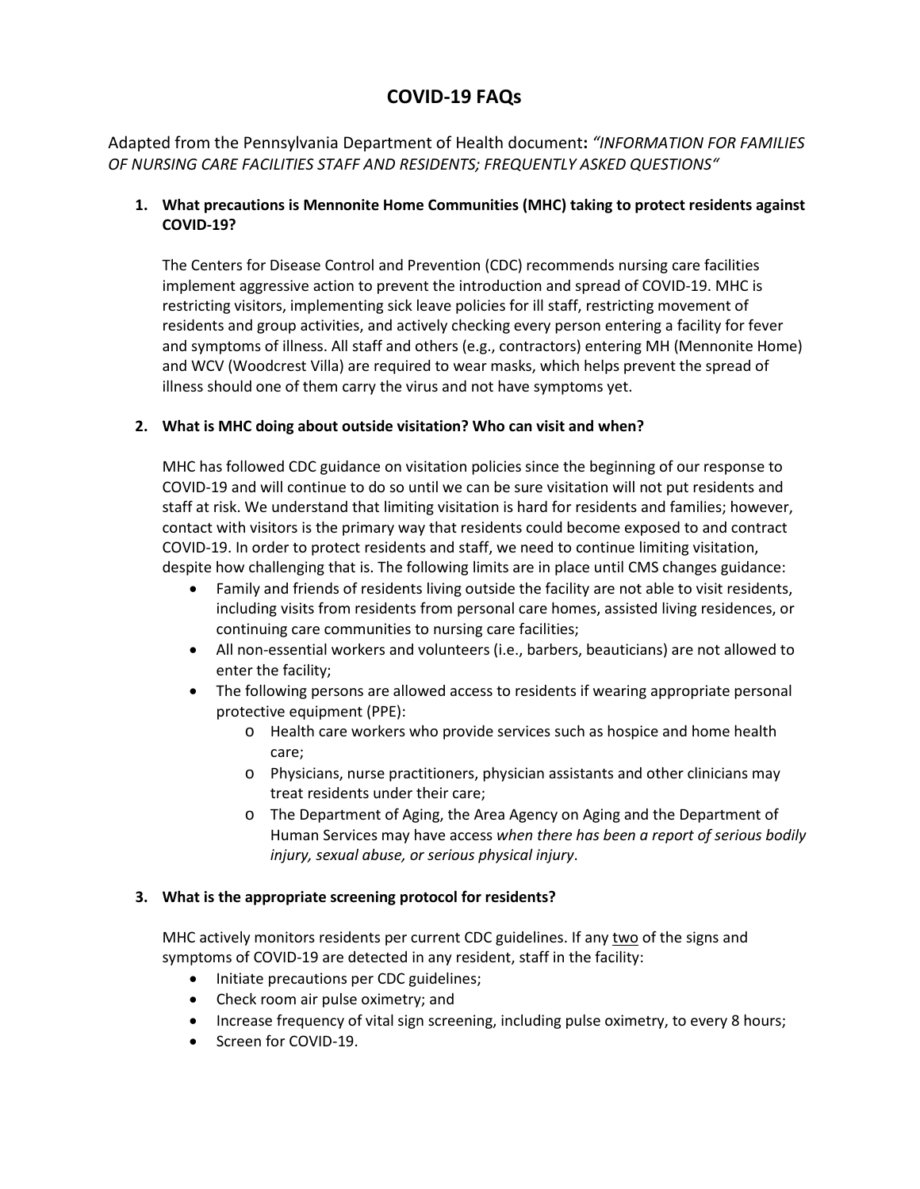# COVID-19 FAQs

Adapted from the Pennsylvania Department of Health document: *"INFORMATION FOR FAMILIES OF NURSING CARE FACILITIES STAFF AND RESIDENTS; FREQUENTLY ASKED QUESTIONS"*

1. **What precautions is Mennonite Home Communities (MHC) taking to protect residents against COVID-19?**

   The Centers for Disease Control and Prevention (CDC) recommends nursing care facilities implement aggressive action to prevent the introduction and spread of COVID-19. MHC is restricting visitors, implementing sick leave policies for ill staff, restricting movement of residents and group activities, and actively checking every person entering a facility for fever and symptoms of illness. All staff and others (e.g., contractors) entering MH (Mennonite Home) and WCV (Woodcrest Villa) are required to wear masks, which helps prevent the spread of illness should one of them carry the virus and not have symptoms yet.

2. **What is MHC doing about outside visitation? Who can visit and when?**

   MHC has followed CDC guidance on visitation policies since the beginning of our response to COVID-19 and will continue to do so until we can be sure visitation will not put residents and staff at risk. We understand that limiting visitation is hard for residents and families; however, contact with visitors is the primary way that residents could become exposed to and contract COVID-19. In order to protect residents and staff, we need to continue limiting visitation, despite how challenging that is. The following limits are in place until CMS changes guidance:

   - Family and friends of residents living outside the facility are not able to visit residents, including visits from residents from personal care homes, assisted living residences, or continuing care communities to nursing care facilities;
   - All non-essential workers and volunteers (i.e., barbers, beauticians) are not allowed to enter the facility;
   - The following persons are allowed access to residents if wearing appropriate personal protective equipment (PPE):
     - Health care workers who provide services such as hospice and home health care;
     - Physicians, nurse practitioners, physician assistants and other clinicians may treat residents under their care;
     - The Department of Aging, the Area Agency on Aging and the Department of Human Services may have access *when there has been a report of serious bodily injury, sexual abuse, or serious physical injury*.

3. **What is the appropriate screening protocol for residents?**

   MHC actively monitors residents per current CDC guidelines. If any <u>two</u> of the signs and symptoms of COVID-19 are detected in any resident, staff in the facility:

   - Initiate precautions per CDC guidelines;
   - Check room air pulse oximetry; and
   - Increase frequency of vital sign screening, including pulse oximetry, to every 8 hours;
   - Screen for COVID-19.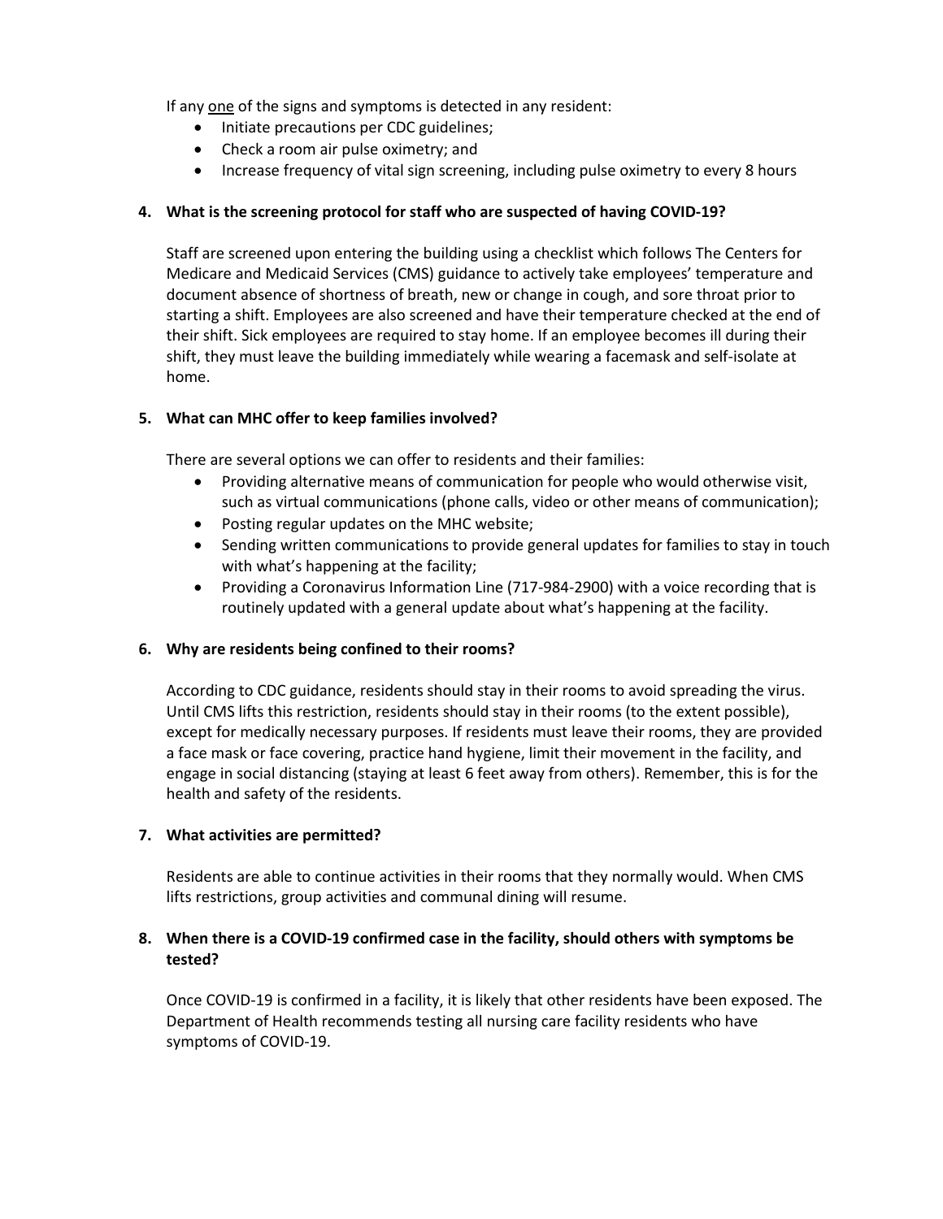If any <u>one</u> of the signs and symptoms is detected in any resident:

- Initiate precautions per CDC guidelines;
- Check a room air pulse oximetry; and
- Increase frequency of vital sign screening, including pulse oximetry to every 8 hours

**4. What is the screening protocol for staff who are suspected of having COVID-19?**

Staff are screened upon entering the building using a checklist which follows The Centers for Medicare and Medicaid Services (CMS) guidance to actively take employees' temperature and document absence of shortness of breath, new or change in cough, and sore throat prior to starting a shift. Employees are also screened and have their temperature checked at the end of their shift. Sick employees are required to stay home. If an employee becomes ill during their shift, they must leave the building immediately while wearing a facemask and self-isolate at home.

**5. What can MHC offer to keep families involved?**

There are several options we can offer to residents and their families:

- Providing alternative means of communication for people who would otherwise visit, such as virtual communications (phone calls, video or other means of communication);
- Posting regular updates on the MHC website;
- Sending written communications to provide general updates for families to stay in touch with what's happening at the facility;
- Providing a Coronavirus Information Line (717-984-2900) with a voice recording that is routinely updated with a general update about what's happening at the facility.

**6. Why are residents being confined to their rooms?**

According to CDC guidance, residents should stay in their rooms to avoid spreading the virus. Until CMS lifts this restriction, residents should stay in their rooms (to the extent possible), except for medically necessary purposes. If residents must leave their rooms, they are provided a face mask or face covering, practice hand hygiene, limit their movement in the facility, and engage in social distancing (staying at least 6 feet away from others). Remember, this is for the health and safety of the residents.

**7. What activities are permitted?**

Residents are able to continue activities in their rooms that they normally would. When CMS lifts restrictions, group activities and communal dining will resume.

**8. When there is a COVID-19 confirmed case in the facility, should others with symptoms be tested?**

Once COVID-19 is confirmed in a facility, it is likely that other residents have been exposed. The Department of Health recommends testing all nursing care facility residents who have symptoms of COVID-19.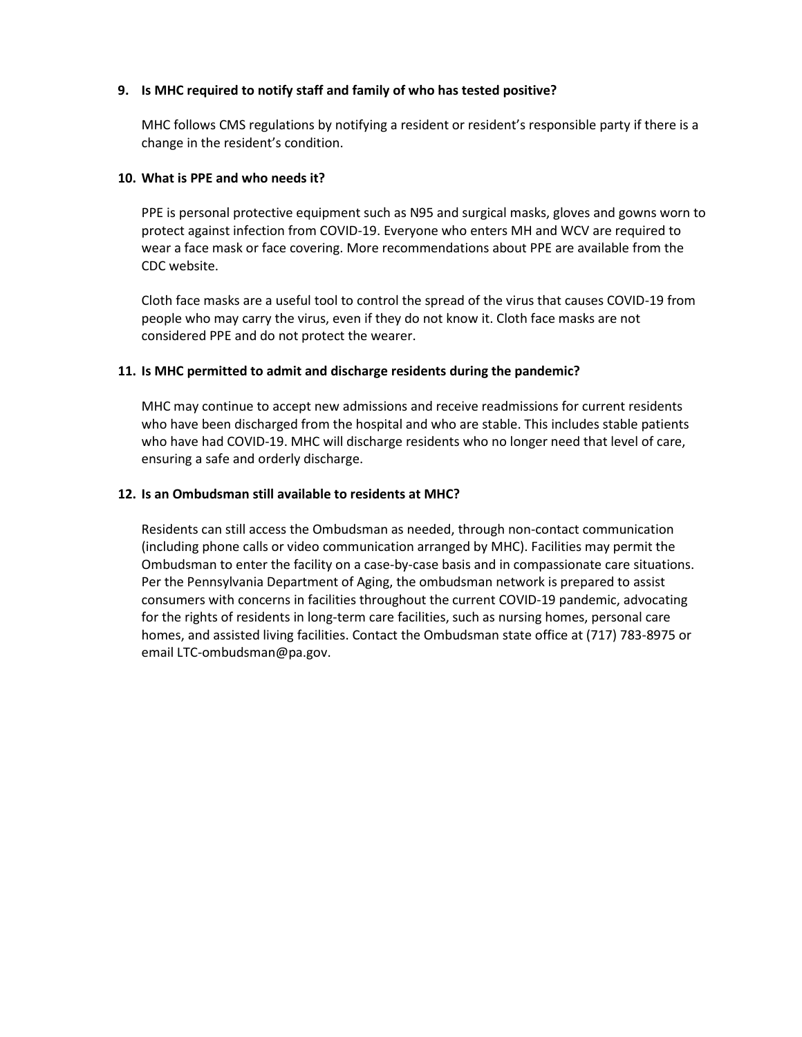**9. Is MHC required to notify staff and family of who has tested positive?**

MHC follows CMS regulations by notifying a resident or resident's responsible party if there is a change in the resident's condition.

**10. What is PPE and who needs it?**

PPE is personal protective equipment such as N95 and surgical masks, gloves and gowns worn to protect against infection from COVID-19. Everyone who enters MH and WCV are required to wear a face mask or face covering. More recommendations about PPE are available from the CDC website.

Cloth face masks are a useful tool to control the spread of the virus that causes COVID-19 from people who may carry the virus, even if they do not know it. Cloth face masks are not considered PPE and do not protect the wearer.

**11. Is MHC permitted to admit and discharge residents during the pandemic?**

MHC may continue to accept new admissions and receive readmissions for current residents who have been discharged from the hospital and who are stable. This includes stable patients who have had COVID-19. MHC will discharge residents who no longer need that level of care, ensuring a safe and orderly discharge.

**12. Is an Ombudsman still available to residents at MHC?**

Residents can still access the Ombudsman as needed, through non-contact communication (including phone calls or video communication arranged by MHC). Facilities may permit the Ombudsman to enter the facility on a case-by-case basis and in compassionate care situations. Per the Pennsylvania Department of Aging, the ombudsman network is prepared to assist consumers with concerns in facilities throughout the current COVID-19 pandemic, advocating for the rights of residents in long-term care facilities, such as nursing homes, personal care homes, and assisted living facilities. Contact the Ombudsman state office at (717) 783-8975 or email LTC-ombudsman@pa.gov.